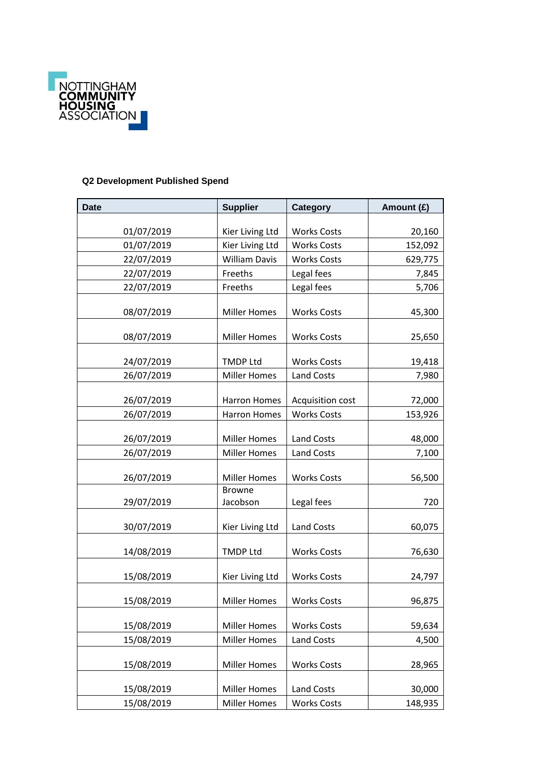NOTTINGHAM COMMUNITY HOUSING ASSOCIATION

## Q2 Development Published Spend

| Date | Supplier | Category | Amount (£) |
|---|---|---|---|
| 01/07/2019 | Kier Living Ltd | Works Costs | 20,160 |
| 01/07/2019 | Kier Living Ltd | Works Costs | 152,092 |
| 22/07/2019 | William Davis | Works Costs | 629,775 |
| 22/07/2019 | Freeths | Legal fees | 7,845 |
| 22/07/2019 | Freeths | Legal fees | 5,706 |
| 08/07/2019 | Miller Homes | Works Costs | 45,300 |
| 08/07/2019 | Miller Homes | Works Costs | 25,650 |
| 24/07/2019 | TMDP Ltd | Works Costs | 19,418 |
| 26/07/2019 | Miller Homes | Land Costs | 7,980 |
| 26/07/2019 | Harron Homes | Acquisition cost | 72,000 |
| 26/07/2019 | Harron Homes | Works Costs | 153,926 |
| 26/07/2019 | Miller Homes | Land Costs | 48,000 |
| 26/07/2019 | Miller Homes | Land Costs | 7,100 |
| 26/07/2019 | Miller Homes | Works Costs | 56,500 |
| 29/07/2019 | Browne Jacobson | Legal fees | 720 |
| 30/07/2019 | Kier Living Ltd | Land Costs | 60,075 |
| 14/08/2019 | TMDP Ltd | Works Costs | 76,630 |
| 15/08/2019 | Kier Living Ltd | Works Costs | 24,797 |
| 15/08/2019 | Miller Homes | Works Costs | 96,875 |
| 15/08/2019 | Miller Homes | Works Costs | 59,634 |
| 15/08/2019 | Miller Homes | Land Costs | 4,500 |
| 15/08/2019 | Miller Homes | Works Costs | 28,965 |
| 15/08/2019 | Miller Homes | Land Costs | 30,000 |
| 15/08/2019 | Miller Homes | Works Costs | 148,935 |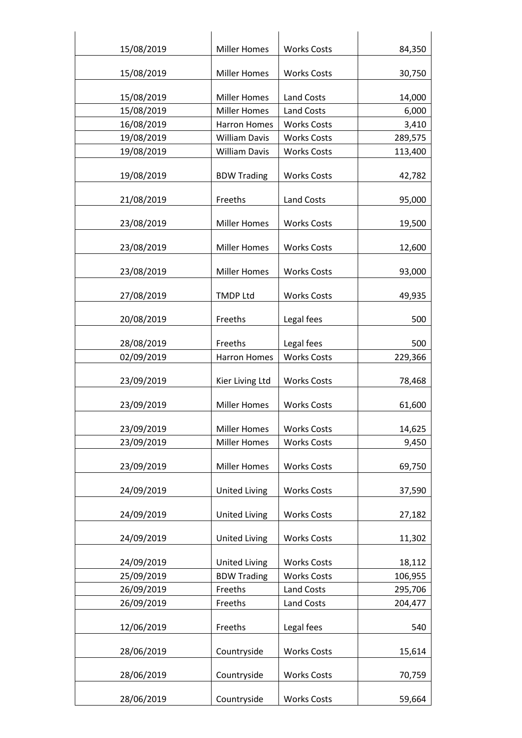| | | | |
|---|---|---|---|
| 15/08/2019 | Miller Homes | Works Costs | 84,350 |
| 15/08/2019 | Miller Homes | Works Costs | 30,750 |
| 15/08/2019 | Miller Homes | Land Costs | 14,000 |
| 15/08/2019 | Miller Homes | Land Costs | 6,000 |
| 16/08/2019 | Harron Homes | Works Costs | 3,410 |
| 19/08/2019 | William Davis | Works Costs | 289,575 |
| 19/08/2019 | William Davis | Works Costs | 113,400 |
| 19/08/2019 | BDW Trading | Works Costs | 42,782 |
| 21/08/2019 | Freeths | Land Costs | 95,000 |
| 23/08/2019 | Miller Homes | Works Costs | 19,500 |
| 23/08/2019 | Miller Homes | Works Costs | 12,600 |
| 23/08/2019 | Miller Homes | Works Costs | 93,000 |
| 27/08/2019 | TMDP Ltd | Works Costs | 49,935 |
| 20/08/2019 | Freeths | Legal fees | 500 |
| 28/08/2019 | Freeths | Legal fees | 500 |
| 02/09/2019 | Harron Homes | Works Costs | 229,366 |
| 23/09/2019 | Kier Living Ltd | Works Costs | 78,468 |
| 23/09/2019 | Miller Homes | Works Costs | 61,600 |
| 23/09/2019 | Miller Homes | Works Costs | 14,625 |
| 23/09/2019 | Miller Homes | Works Costs | 9,450 |
| 23/09/2019 | Miller Homes | Works Costs | 69,750 |
| 24/09/2019 | United Living | Works Costs | 37,590 |
| 24/09/2019 | United Living | Works Costs | 27,182 |
| 24/09/2019 | United Living | Works Costs | 11,302 |
| 24/09/2019 | United Living | Works Costs | 18,112 |
| 25/09/2019 | BDW Trading | Works Costs | 106,955 |
| 26/09/2019 | Freeths | Land Costs | 295,706 |
| 26/09/2019 | Freeths | Land Costs | 204,477 |
| 12/06/2019 | Freeths | Legal fees | 540 |
| 28/06/2019 | Countryside | Works Costs | 15,614 |
| 28/06/2019 | Countryside | Works Costs | 70,759 |
| 28/06/2019 | Countryside | Works Costs | 59,664 |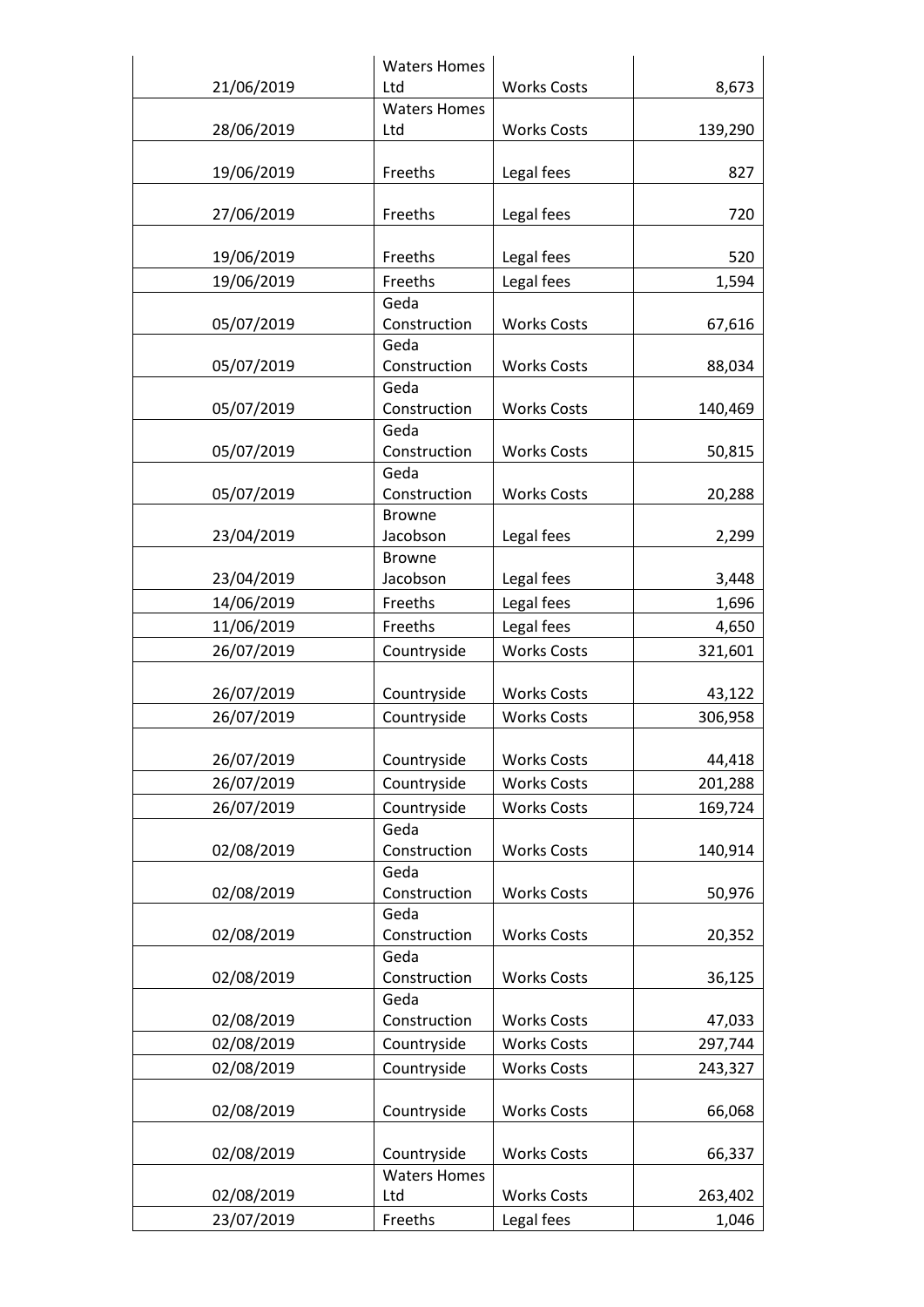| | | | |
|---|---|---|---|
| 21/06/2019 | Waters Homes Ltd | Works Costs | 8,673 |
| 28/06/2019 | Waters Homes Ltd | Works Costs | 139,290 |
| 19/06/2019 | Freeths | Legal fees | 827 |
| 27/06/2019 | Freeths | Legal fees | 720 |
| 19/06/2019 | Freeths | Legal fees | 520 |
| 19/06/2019 | Freeths | Legal fees | 1,594 |
| 05/07/2019 | Geda Construction | Works Costs | 67,616 |
| 05/07/2019 | Geda Construction | Works Costs | 88,034 |
| 05/07/2019 | Geda Construction | Works Costs | 140,469 |
| 05/07/2019 | Geda Construction | Works Costs | 50,815 |
| 05/07/2019 | Geda Construction | Works Costs | 20,288 |
| 23/04/2019 | Browne Jacobson | Legal fees | 2,299 |
| 23/04/2019 | Browne Jacobson | Legal fees | 3,448 |
| 14/06/2019 | Freeths | Legal fees | 1,696 |
| 11/06/2019 | Freeths | Legal fees | 4,650 |
| 26/07/2019 | Countryside | Works Costs | 321,601 |
| 26/07/2019 | Countryside | Works Costs | 43,122 |
| 26/07/2019 | Countryside | Works Costs | 306,958 |
| 26/07/2019 | Countryside | Works Costs | 44,418 |
| 26/07/2019 | Countryside | Works Costs | 201,288 |
| 26/07/2019 | Countryside | Works Costs | 169,724 |
| 02/08/2019 | Geda Construction | Works Costs | 140,914 |
| 02/08/2019 | Geda Construction | Works Costs | 50,976 |
| 02/08/2019 | Geda Construction | Works Costs | 20,352 |
| 02/08/2019 | Geda Construction | Works Costs | 36,125 |
| 02/08/2019 | Geda Construction | Works Costs | 47,033 |
| 02/08/2019 | Countryside | Works Costs | 297,744 |
| 02/08/2019 | Countryside | Works Costs | 243,327 |
| 02/08/2019 | Countryside | Works Costs | 66,068 |
| 02/08/2019 | Countryside | Works Costs | 66,337 |
| 02/08/2019 | Waters Homes Ltd | Works Costs | 263,402 |
| 23/07/2019 | Freeths | Legal fees | 1,046 |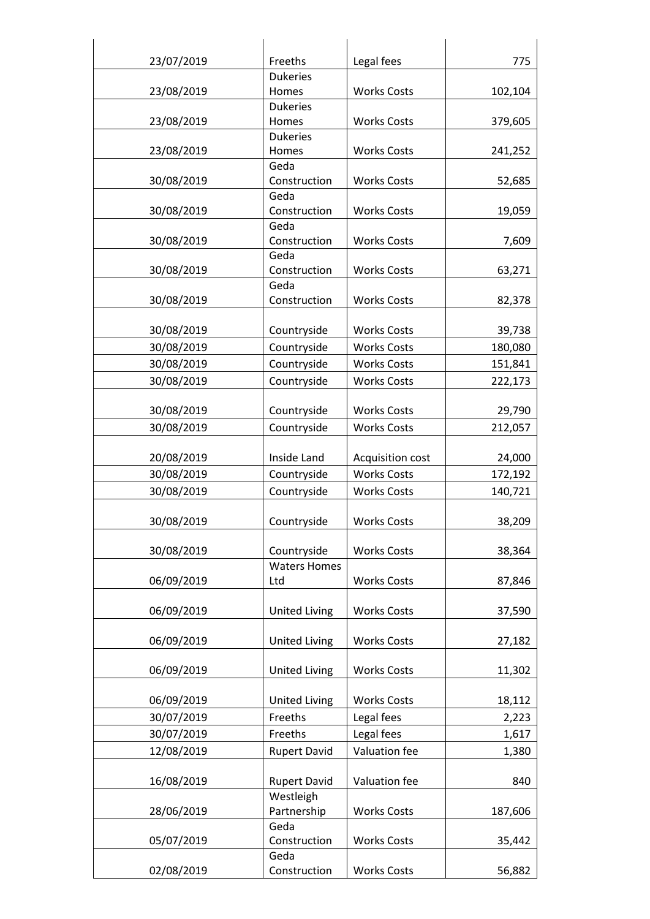| | | | |
|---|---|---|---|
| 23/07/2019 | Freeths | Legal fees | 775 |
| 23/08/2019 | Dukeries Homes | Works Costs | 102,104 |
| 23/08/2019 | Dukeries Homes | Works Costs | 379,605 |
| 23/08/2019 | Dukeries Homes | Works Costs | 241,252 |
| 30/08/2019 | Geda Construction | Works Costs | 52,685 |
| 30/08/2019 | Geda Construction | Works Costs | 19,059 |
| 30/08/2019 | Geda Construction | Works Costs | 7,609 |
| 30/08/2019 | Geda Construction | Works Costs | 63,271 |
| 30/08/2019 | Geda Construction | Works Costs | 82,378 |
| 30/08/2019 | Countryside | Works Costs | 39,738 |
| 30/08/2019 | Countryside | Works Costs | 180,080 |
| 30/08/2019 | Countryside | Works Costs | 151,841 |
| 30/08/2019 | Countryside | Works Costs | 222,173 |
| 30/08/2019 | Countryside | Works Costs | 29,790 |
| 30/08/2019 | Countryside | Works Costs | 212,057 |
| 20/08/2019 | Inside Land | Acquisition cost | 24,000 |
| 30/08/2019 | Countryside | Works Costs | 172,192 |
| 30/08/2019 | Countryside | Works Costs | 140,721 |
| 30/08/2019 | Countryside | Works Costs | 38,209 |
| 30/08/2019 | Countryside | Works Costs | 38,364 |
| 06/09/2019 | Waters Homes Ltd | Works Costs | 87,846 |
| 06/09/2019 | United Living | Works Costs | 37,590 |
| 06/09/2019 | United Living | Works Costs | 27,182 |
| 06/09/2019 | United Living | Works Costs | 11,302 |
| 06/09/2019 | United Living | Works Costs | 18,112 |
| 30/07/2019 | Freeths | Legal fees | 2,223 |
| 30/07/2019 | Freeths | Legal fees | 1,617 |
| 12/08/2019 | Rupert David | Valuation fee | 1,380 |
| 16/08/2019 | Rupert David | Valuation fee | 840 |
| 28/06/2019 | Westleigh Partnership | Works Costs | 187,606 |
| 05/07/2019 | Geda Construction | Works Costs | 35,442 |
| 02/08/2019 | Geda Construction | Works Costs | 56,882 |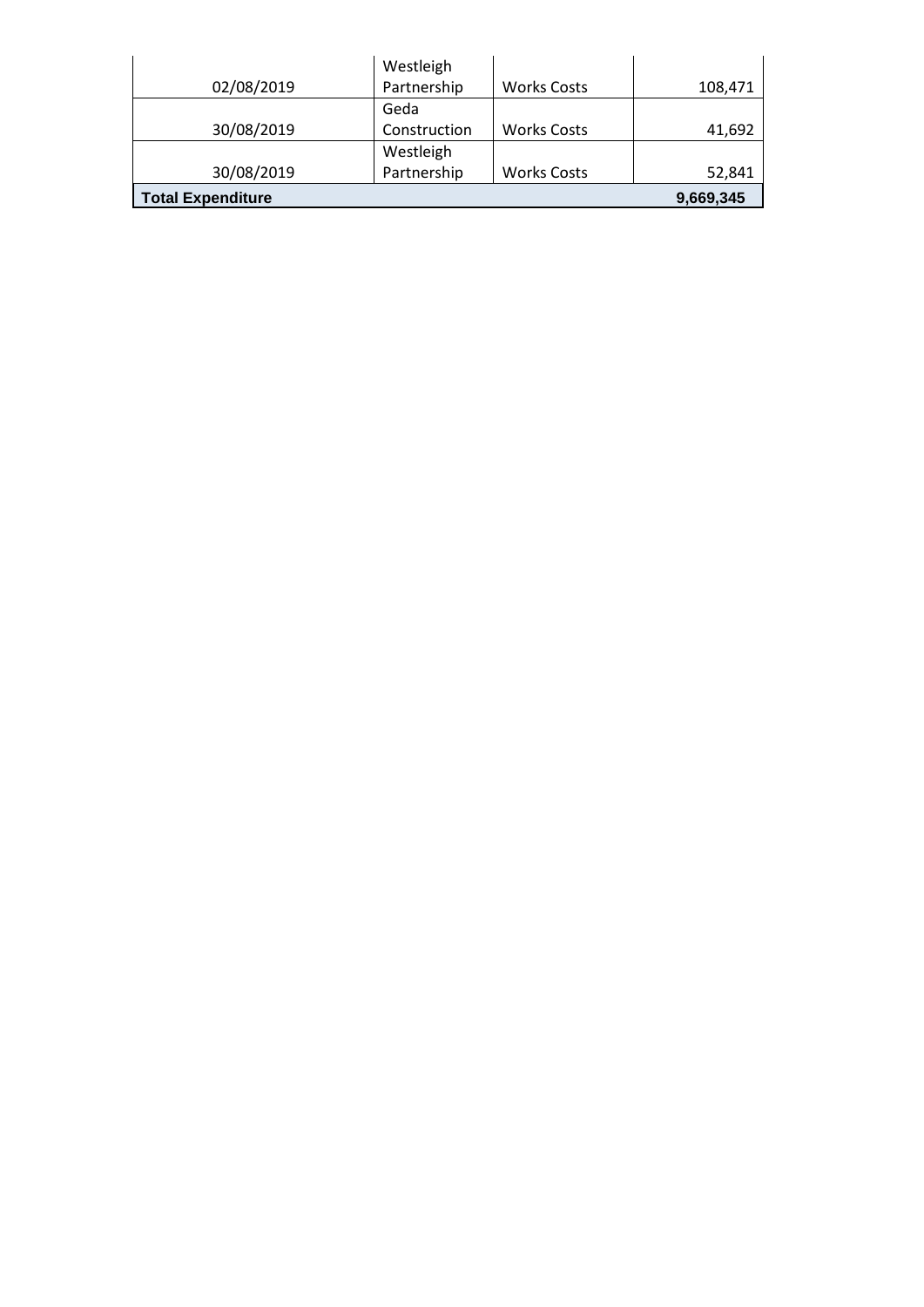| | | | |
|---|---|---|---|
| 02/08/2019 | Westleigh Partnership | Works Costs | 108,471 |
| 30/08/2019 | Geda Construction | Works Costs | 41,692 |
| 30/08/2019 | Westleigh Partnership | Works Costs | 52,841 |
| **Total Expenditure** | | | **9,669,345** |